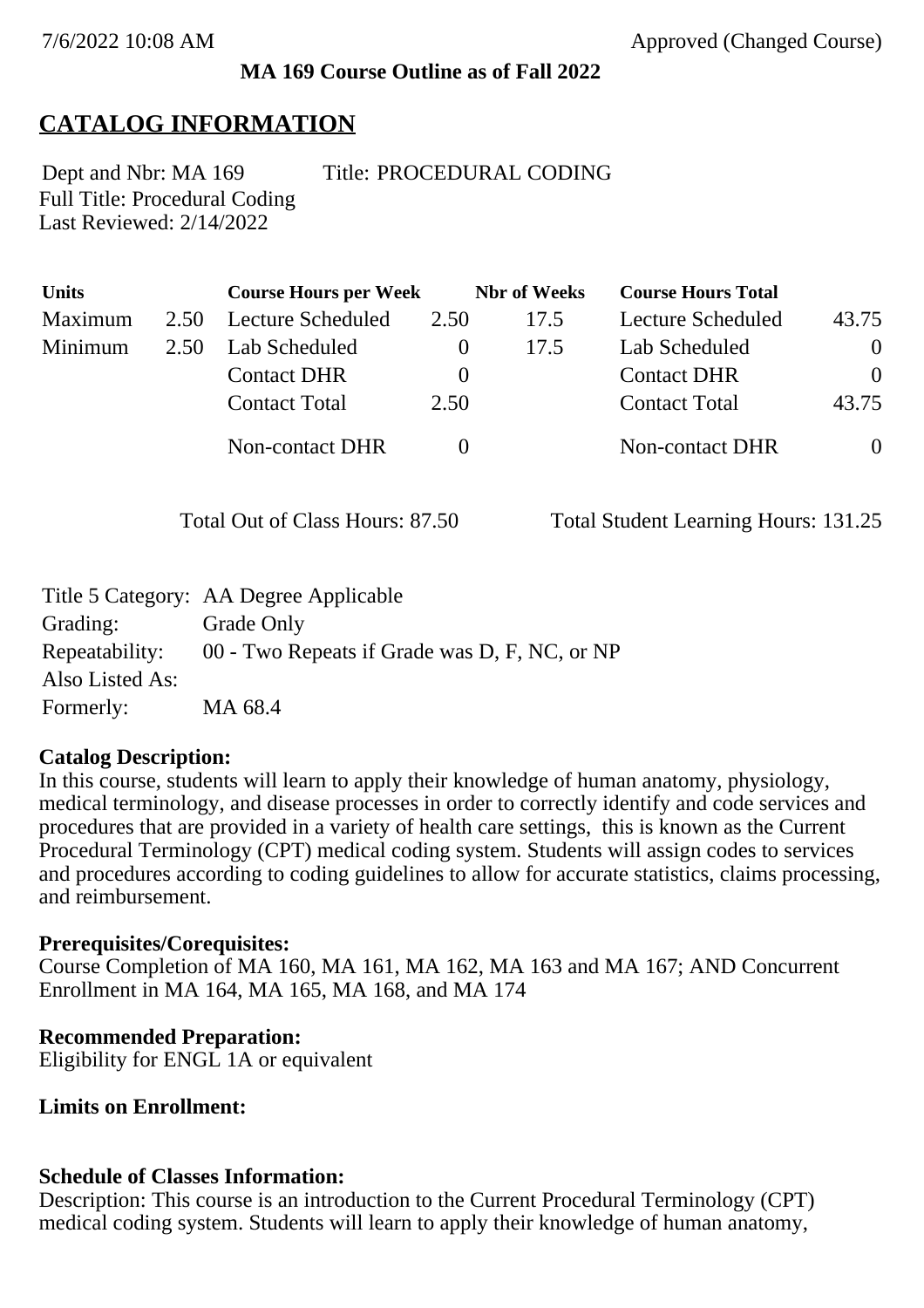**MA 169 Course Outline as of Fall 2022**

## CATALOG INFORMATION

Dept and Nbr: MA 169 Title: PROCEDURAL CODING
Full Title: Procedural Coding
Last Reviewed: 2/14/2022

| Units | | Course Hours per Week | | Nbr of Weeks | Course Hours Total | |
|---|---|---|---|---|---|---|
| Maximum | 2.50 | Lecture Scheduled | 2.50 | 17.5 | Lecture Scheduled | 43.75 |
| Minimum | 2.50 | Lab Scheduled | 0 | 17.5 | Lab Scheduled | 0 |
| | | Contact DHR | 0 | | Contact DHR | 0 |
| | | Contact Total | 2.50 | | Contact Total | 43.75 |
| | | Non-contact DHR | 0 | | Non-contact DHR | 0 |

Total Out of Class Hours: 87.50 Total Student Learning Hours: 131.25

| | |
|---|---|
| Title 5 Category: | AA Degree Applicable |
| Grading: | Grade Only |
| Repeatability: | 00 - Two Repeats if Grade was D, F, NC, or NP |
| Also Listed As: | |
| Formerly: | MA 68.4 |

**Catalog Description:**
In this course, students will learn to apply their knowledge of human anatomy, physiology, medical terminology, and disease processes in order to correctly identify and code services and procedures that are provided in a variety of health care settings, this is known as the Current Procedural Terminology (CPT) medical coding system. Students will assign codes to services and procedures according to coding guidelines to allow for accurate statistics, claims processing, and reimbursement.

**Prerequisites/Corequisites:**
Course Completion of MA 160, MA 161, MA 162, MA 163 and MA 167; AND Concurrent Enrollment in MA 164, MA 165, MA 168, and MA 174

**Recommended Preparation:**
Eligibility for ENGL 1A or equivalent

**Limits on Enrollment:**

**Schedule of Classes Information:**
Description: This course is an introduction to the Current Procedural Terminology (CPT) medical coding system. Students will learn to apply their knowledge of human anatomy,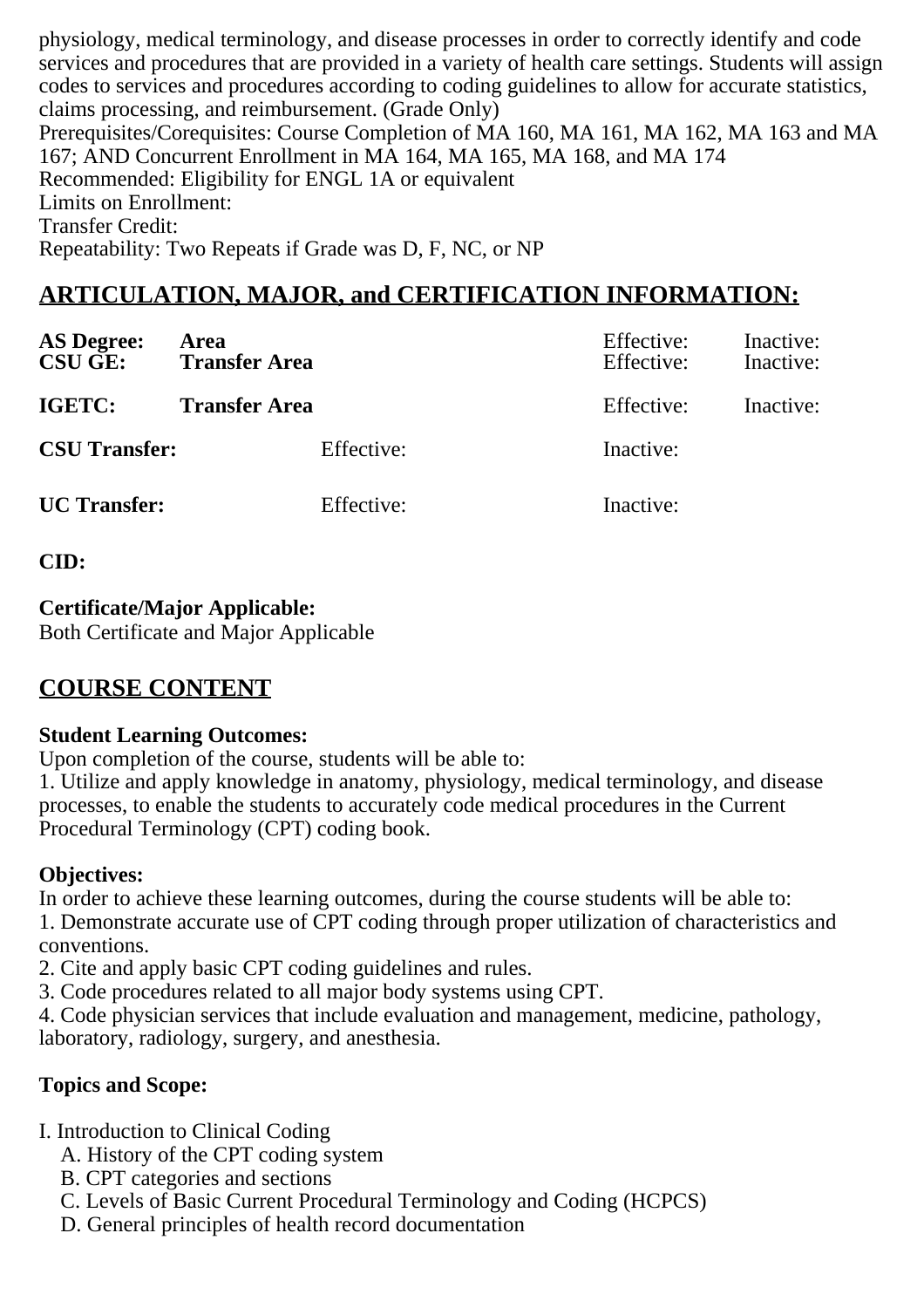physiology, medical terminology, and disease processes in order to correctly identify and code services and procedures that are provided in a variety of health care settings. Students will assign codes to services and procedures according to coding guidelines to allow for accurate statistics, claims processing, and reimbursement. (Grade Only)
Prerequisites/Corequisites: Course Completion of MA 160, MA 161, MA 162, MA 163 and MA 167; AND Concurrent Enrollment in MA 164, MA 165, MA 168, and MA 174
Recommended: Eligibility for ENGL 1A or equivalent
Limits on Enrollment:
Transfer Credit:
Repeatability: Two Repeats if Grade was D, F, NC, or NP

## ARTICULATION, MAJOR, and CERTIFICATION INFORMATION:

| | | | |
|---|---|---|---|
| **AS Degree:** | **Area** | Effective: | Inactive: |
| **CSU GE:** | **Transfer Area** | Effective: | Inactive: |
| **IGETC:** | **Transfer Area** | Effective: | Inactive: |

**CSU Transfer:** Effective: Inactive:

**UC Transfer:** Effective: Inactive:

**CID:**

**Certificate/Major Applicable:**
Both Certificate and Major Applicable

## COURSE CONTENT

**Student Learning Outcomes:**
Upon completion of the course, students will be able to:
1. Utilize and apply knowledge in anatomy, physiology, medical terminology, and disease processes, to enable the students to accurately code medical procedures in the Current Procedural Terminology (CPT) coding book.

**Objectives:**
In order to achieve these learning outcomes, during the course students will be able to:
1. Demonstrate accurate use of CPT coding through proper utilization of characteristics and conventions.
2. Cite and apply basic CPT coding guidelines and rules.
3. Code procedures related to all major body systems using CPT.
4. Code physician services that include evaluation and management, medicine, pathology, laboratory, radiology, surgery, and anesthesia.

**Topics and Scope:**

I. Introduction to Clinical Coding
  A. History of the CPT coding system
  B. CPT categories and sections
  C. Levels of Basic Current Procedural Terminology and Coding (HCPCS)
  D. General principles of health record documentation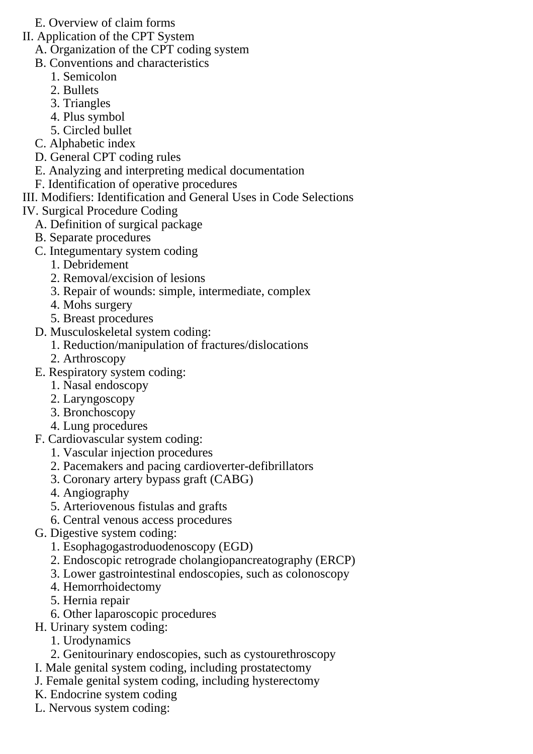- E. Overview of claim forms
- II. Application of the CPT System
  - A. Organization of the CPT coding system
  - B. Conventions and characteristics
    1. Semicolon
    2. Bullets
    3. Triangles
    4. Plus symbol
    5. Circled bullet
  - C. Alphabetic index
  - D. General CPT coding rules
  - E. Analyzing and interpreting medical documentation
  - F. Identification of operative procedures
- III. Modifiers: Identification and General Uses in Code Selections
- IV. Surgical Procedure Coding
  - A. Definition of surgical package
  - B. Separate procedures
  - C. Integumentary system coding
    1. Debridement
    2. Removal/excision of lesions
    3. Repair of wounds: simple, intermediate, complex
    4. Mohs surgery
    5. Breast procedures
  - D. Musculoskeletal system coding:
    1. Reduction/manipulation of fractures/dislocations
    2. Arthroscopy
  - E. Respiratory system coding:
    1. Nasal endoscopy
    2. Laryngoscopy
    3. Bronchoscopy
    4. Lung procedures
  - F. Cardiovascular system coding:
    1. Vascular injection procedures
    2. Pacemakers and pacing cardioverter-defibrillators
    3. Coronary artery bypass graft (CABG)
    4. Angiography
    5. Arteriovenous fistulas and grafts
    6. Central venous access procedures
  - G. Digestive system coding:
    1. Esophagogastroduodenoscopy (EGD)
    2. Endoscopic retrograde cholangiopancreatography (ERCP)
    3. Lower gastrointestinal endoscopies, such as colonoscopy
    4. Hemorrhoidectomy
    5. Hernia repair
    6. Other laparoscopic procedures
  - H. Urinary system coding:
    1. Urodynamics
    2. Genitourinary endoscopies, such as cystourethroscopy
  - I. Male genital system coding, including prostatectomy
  - J. Female genital system coding, including hysterectomy
  - K. Endocrine system coding
  - L. Nervous system coding: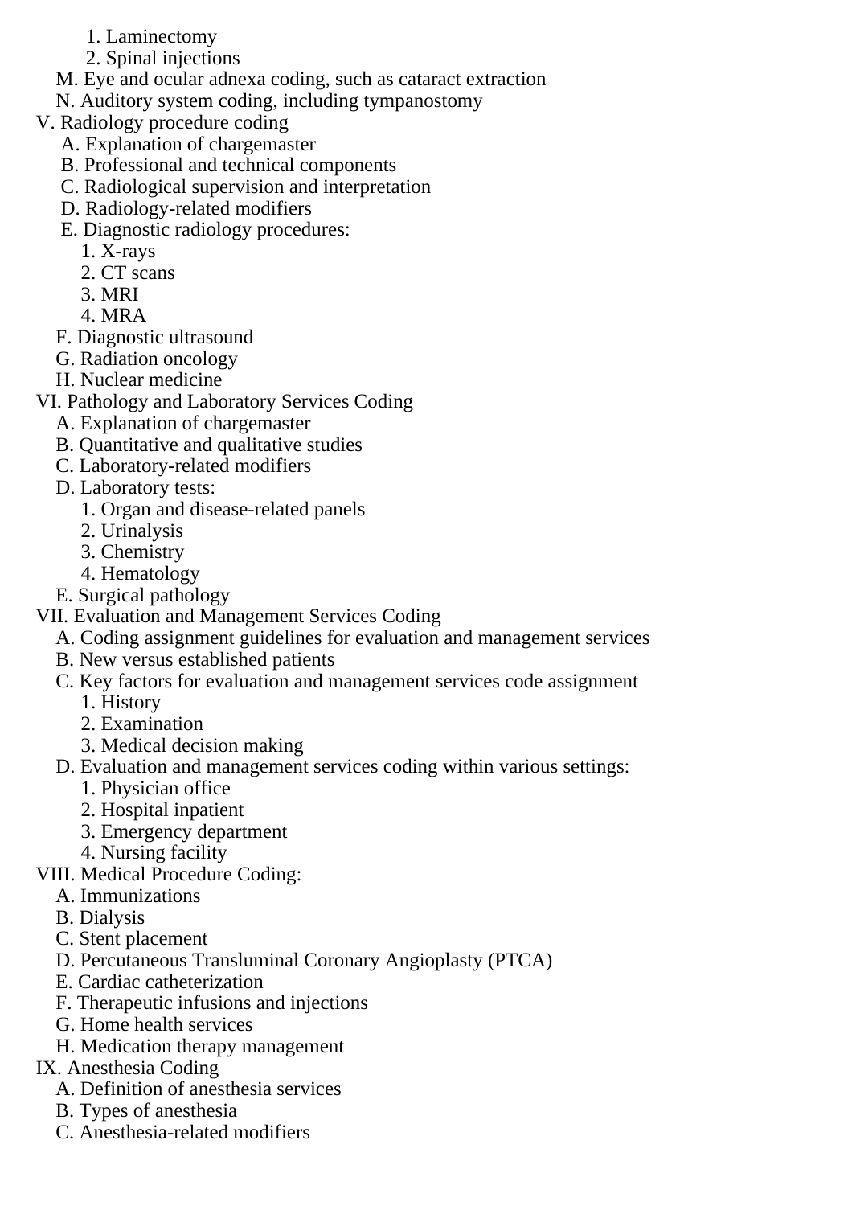1. Laminectomy
        2. Spinal injections
    - M. Eye and ocular adnexa coding, such as cataract extraction
    - N. Auditory system coding, including tympanostomy

- V. Radiology procedure coding
    - A. Explanation of chargemaster
    - B. Professional and technical components
    - C. Radiological supervision and interpretation
    - D. Radiology-related modifiers
    - E. Diagnostic radiology procedures:
        1. X-rays
        2. CT scans
        3. MRI
        4. MRA
    - F. Diagnostic ultrasound
    - G. Radiation oncology
    - H. Nuclear medicine
- VI. Pathology and Laboratory Services Coding
    - A. Explanation of chargemaster
    - B. Quantitative and qualitative studies
    - C. Laboratory-related modifiers
    - D. Laboratory tests:
        1. Organ and disease-related panels
        2. Urinalysis
        3. Chemistry
        4. Hematology
    - E. Surgical pathology
- VII. Evaluation and Management Services Coding
    - A. Coding assignment guidelines for evaluation and management services
    - B. New versus established patients
    - C. Key factors for evaluation and management services code assignment
        1. History
        2. Examination
        3. Medical decision making
    - D. Evaluation and management services coding within various settings:
        1. Physician office
        2. Hospital inpatient
        3. Emergency department
        4. Nursing facility
- VIII. Medical Procedure Coding:
    - A. Immunizations
    - B. Dialysis
    - C. Stent placement
    - D. Percutaneous Transluminal Coronary Angioplasty (PTCA)
    - E. Cardiac catheterization
    - F. Therapeutic infusions and injections
    - G. Home health services
    - H. Medication therapy management
- IX. Anesthesia Coding
    - A. Definition of anesthesia services
    - B. Types of anesthesia
    - C. Anesthesia-related modifiers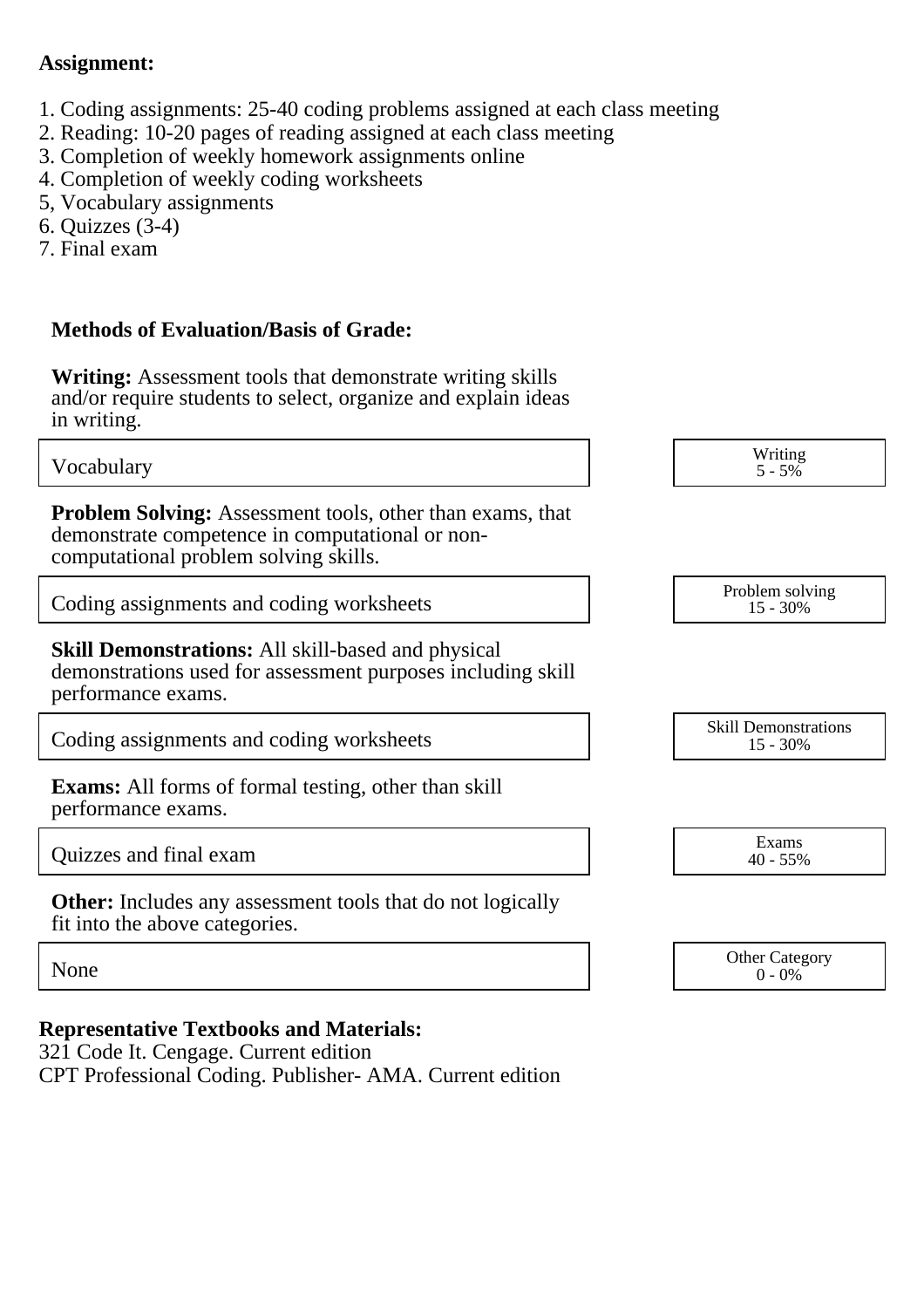**Assignment:**

1. Coding assignments: 25-40 coding problems assigned at each class meeting
2. Reading: 10-20 pages of reading assigned at each class meeting
3. Completion of weekly homework assignments online
4. Completion of weekly coding worksheets
5, Vocabulary assignments
6. Quizzes (3-4)
7. Final exam

**Methods of Evaluation/Basis of Grade:**

**Writing:** Assessment tools that demonstrate writing skills and/or require students to select, organize and explain ideas in writing.

| | |
|---|---|
| Vocabulary | Writing 5 - 5% |

**Problem Solving:** Assessment tools, other than exams, that demonstrate competence in computational or non-computational problem solving skills.

| | |
|---|---|
| Coding assignments and coding worksheets | Problem solving 15 - 30% |

**Skill Demonstrations:** All skill-based and physical demonstrations used for assessment purposes including skill performance exams.

| | |
|---|---|
| Coding assignments and coding worksheets | Skill Demonstrations 15 - 30% |

**Exams:** All forms of formal testing, other than skill performance exams.

| | |
|---|---|
| Quizzes and final exam | Exams 40 - 55% |

**Other:** Includes any assessment tools that do not logically fit into the above categories.

| | |
|---|---|
| None | Other Category 0 - 0% |

**Representative Textbooks and Materials:**
321 Code It. Cengage. Current edition
CPT Professional Coding. Publisher- AMA. Current edition